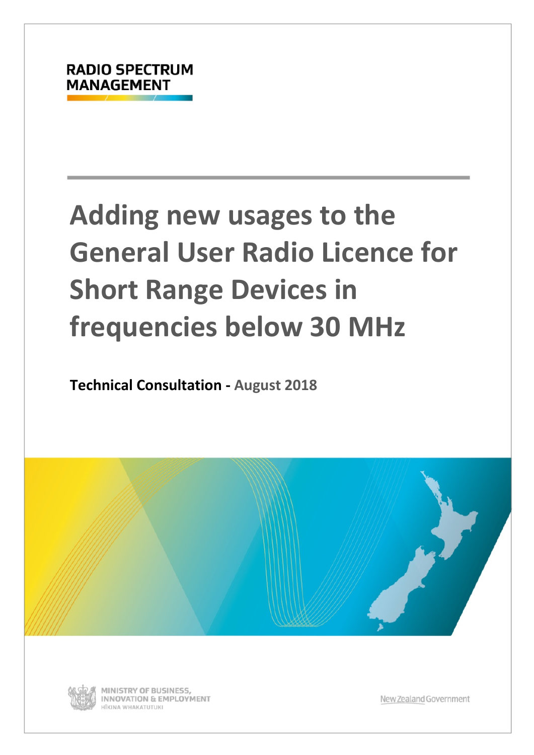RADIO SPECTRUM MANAGEMENT

# Adding new usages to the General User Radio Licence for Short Range Devices in frequencies below 30 MHz

**Technical Consultation - August 2018**

MINISTRY OF BUSINESS, INNOVATION & EMPLOYMENT
HĪKINA WHAKATUTUKI

New Zealand Government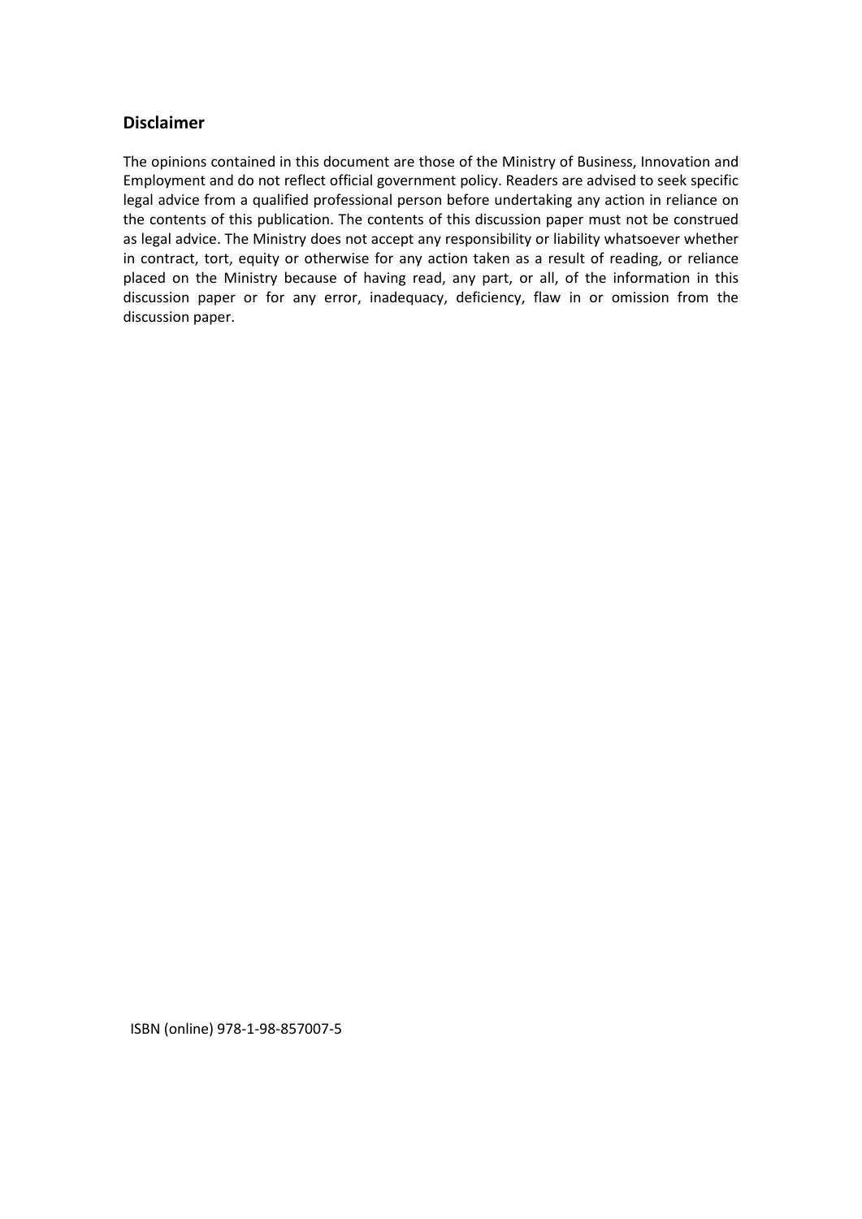## Disclaimer

The opinions contained in this document are those of the Ministry of Business, Innovation and Employment and do not reflect official government policy. Readers are advised to seek specific legal advice from a qualified professional person before undertaking any action in reliance on the contents of this publication. The contents of this discussion paper must not be construed as legal advice. The Ministry does not accept any responsibility or liability whatsoever whether in contract, tort, equity or otherwise for any action taken as a result of reading, or reliance placed on the Ministry because of having read, any part, or all, of the information in this discussion paper or for any error, inadequacy, deficiency, flaw in or omission from the discussion paper.

ISBN (online) 978-1-98-857007-5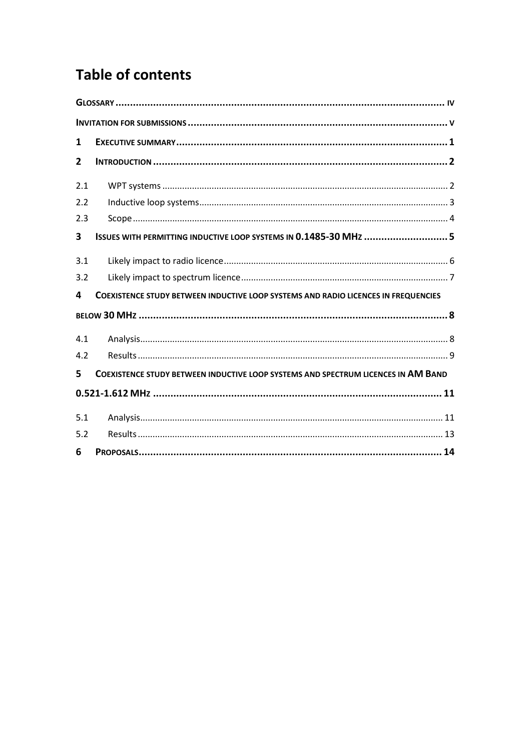# Table of contents

GLOSSARY ..... iv

INVITATION FOR SUBMISSIONS ..... v

1 EXECUTIVE SUMMARY ..... 1

2 INTRODUCTION ..... 2

2.1 WPT systems ..... 2

2.2 Inductive loop systems ..... 3

2.3 Scope ..... 4

3 ISSUES WITH PERMITTING INDUCTIVE LOOP SYSTEMS IN 0.1485-30 MHZ ..... 5

3.1 Likely impact to radio licence ..... 6

3.2 Likely impact to spectrum licence ..... 7

4 COEXISTENCE STUDY BETWEEN INDUCTIVE LOOP SYSTEMS AND RADIO LICENCES IN FREQUENCIES BELOW 30 MHZ ..... 8

4.1 Analysis ..... 8

4.2 Results ..... 9

5 COEXISTENCE STUDY BETWEEN INDUCTIVE LOOP SYSTEMS AND SPECTRUM LICENCES IN AM BAND 0.521-1.612 MHZ ..... 11

5.1 Analysis ..... 11

5.2 Results ..... 13

6 PROPOSALS ..... 14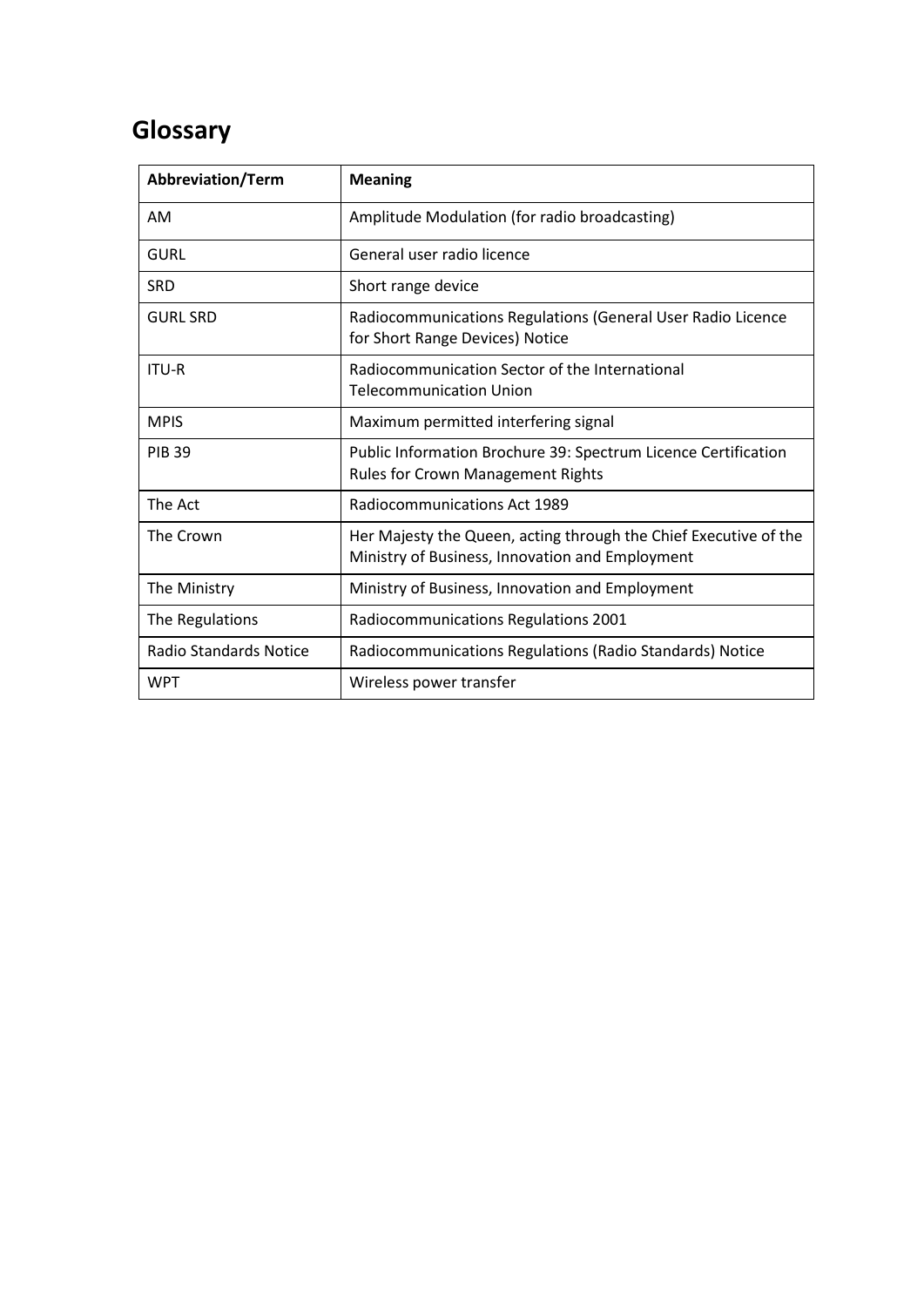# Glossary

| Abbreviation/Term | Meaning |
|---|---|
| AM | Amplitude Modulation (for radio broadcasting) |
| GURL | General user radio licence |
| SRD | Short range device |
| GURL SRD | Radiocommunications Regulations (General User Radio Licence for Short Range Devices) Notice |
| ITU-R | Radiocommunication Sector of the International Telecommunication Union |
| MPIS | Maximum permitted interfering signal |
| PIB 39 | Public Information Brochure 39: Spectrum Licence Certification Rules for Crown Management Rights |
| The Act | Radiocommunications Act 1989 |
| The Crown | Her Majesty the Queen, acting through the Chief Executive of the Ministry of Business, Innovation and Employment |
| The Ministry | Ministry of Business, Innovation and Employment |
| The Regulations | Radiocommunications Regulations 2001 |
| Radio Standards Notice | Radiocommunications Regulations (Radio Standards) Notice |
| WPT | Wireless power transfer |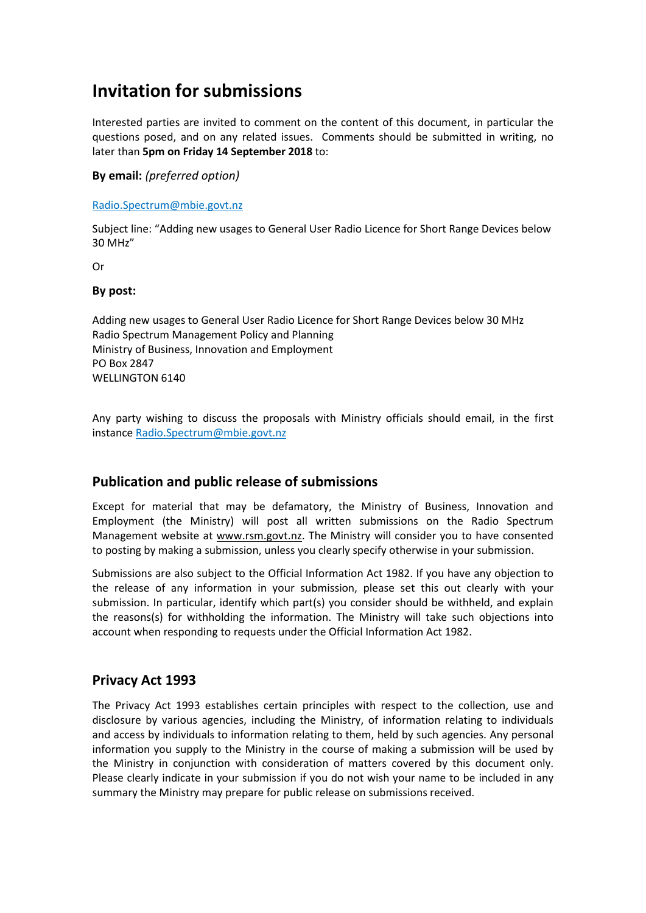# Invitation for submissions

Interested parties are invited to comment on the content of this document, in particular the questions posed, and on any related issues. Comments should be submitted in writing, no later than **5pm on Friday 14 September 2018** to:

**By email:** *(preferred option)*

Radio.Spectrum@mbie.govt.nz

Subject line: "Adding new usages to General User Radio Licence for Short Range Devices below 30 MHz"

Or

**By post:**

Adding new usages to General User Radio Licence for Short Range Devices below 30 MHz
Radio Spectrum Management Policy and Planning
Ministry of Business, Innovation and Employment
PO Box 2847
WELLINGTON 6140

Any party wishing to discuss the proposals with Ministry officials should email, in the first instance Radio.Spectrum@mbie.govt.nz

## Publication and public release of submissions

Except for material that may be defamatory, the Ministry of Business, Innovation and Employment (the Ministry) will post all written submissions on the Radio Spectrum Management website at www.rsm.govt.nz. The Ministry will consider you to have consented to posting by making a submission, unless you clearly specify otherwise in your submission.

Submissions are also subject to the Official Information Act 1982. If you have any objection to the release of any information in your submission, please set this out clearly with your submission. In particular, identify which part(s) you consider should be withheld, and explain the reasons(s) for withholding the information. The Ministry will take such objections into account when responding to requests under the Official Information Act 1982.

## Privacy Act 1993

The Privacy Act 1993 establishes certain principles with respect to the collection, use and disclosure by various agencies, including the Ministry, of information relating to individuals and access by individuals to information relating to them, held by such agencies. Any personal information you supply to the Ministry in the course of making a submission will be used by the Ministry in conjunction with consideration of matters covered by this document only. Please clearly indicate in your submission if you do not wish your name to be included in any summary the Ministry may prepare for public release on submissions received.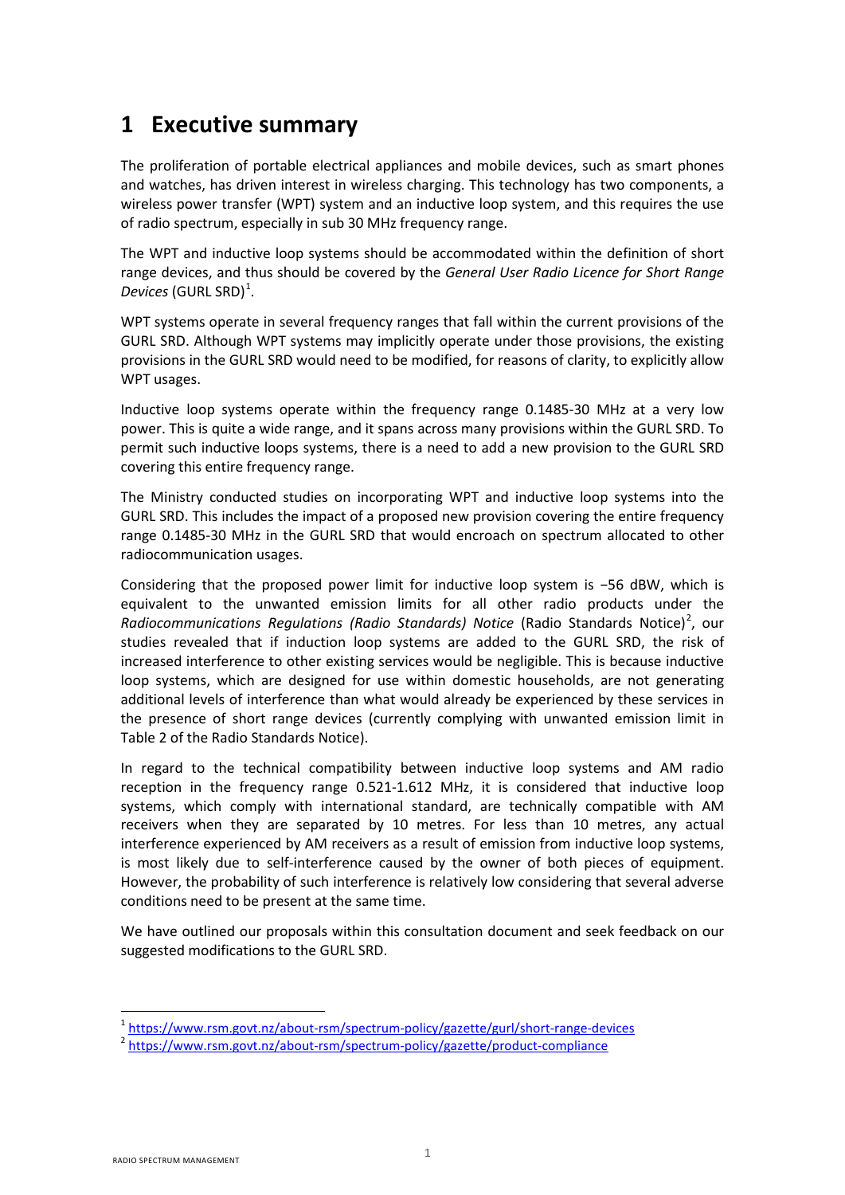# 1 Executive summary

The proliferation of portable electrical appliances and mobile devices, such as smart phones and watches, has driven interest in wireless charging. This technology has two components, a wireless power transfer (WPT) system and an inductive loop system, and this requires the use of radio spectrum, especially in sub 30 MHz frequency range.

The WPT and inductive loop systems should be accommodated within the definition of short range devices, and thus should be covered by the *General User Radio Licence for Short Range Devices* (GURL SRD)[1].

WPT systems operate in several frequency ranges that fall within the current provisions of the GURL SRD. Although WPT systems may implicitly operate under those provisions, the existing provisions in the GURL SRD would need to be modified, for reasons of clarity, to explicitly allow WPT usages.

Inductive loop systems operate within the frequency range 0.1485-30 MHz at a very low power. This is quite a wide range, and it spans across many provisions within the GURL SRD. To permit such inductive loops systems, there is a need to add a new provision to the GURL SRD covering this entire frequency range.

The Ministry conducted studies on incorporating WPT and inductive loop systems into the GURL SRD. This includes the impact of a proposed new provision covering the entire frequency range 0.1485-30 MHz in the GURL SRD that would encroach on spectrum allocated to other radiocommunication usages.

Considering that the proposed power limit for inductive loop system is −56 dBW, which is equivalent to the unwanted emission limits for all other radio products under the *Radiocommunications Regulations (Radio Standards) Notice* (Radio Standards Notice)[2], our studies revealed that if induction loop systems are added to the GURL SRD, the risk of increased interference to other existing services would be negligible. This is because inductive loop systems, which are designed for use within domestic households, are not generating additional levels of interference than what would already be experienced by these services in the presence of short range devices (currently complying with unwanted emission limit in Table 2 of the Radio Standards Notice).

In regard to the technical compatibility between inductive loop systems and AM radio reception in the frequency range 0.521-1.612 MHz, it is considered that inductive loop systems, which comply with international standard, are technically compatible with AM receivers when they are separated by 10 metres. For less than 10 metres, any actual interference experienced by AM receivers as a result of emission from inductive loop systems, is most likely due to self-interference caused by the owner of both pieces of equipment. However, the probability of such interference is relatively low considering that several adverse conditions need to be present at the same time.

We have outlined our proposals within this consultation document and seek feedback on our suggested modifications to the GURL SRD.

[1] https://www.rsm.govt.nz/about-rsm/spectrum-policy/gazette/gurl/short-range-devices

[2] https://www.rsm.govt.nz/about-rsm/spectrum-policy/gazette/product-compliance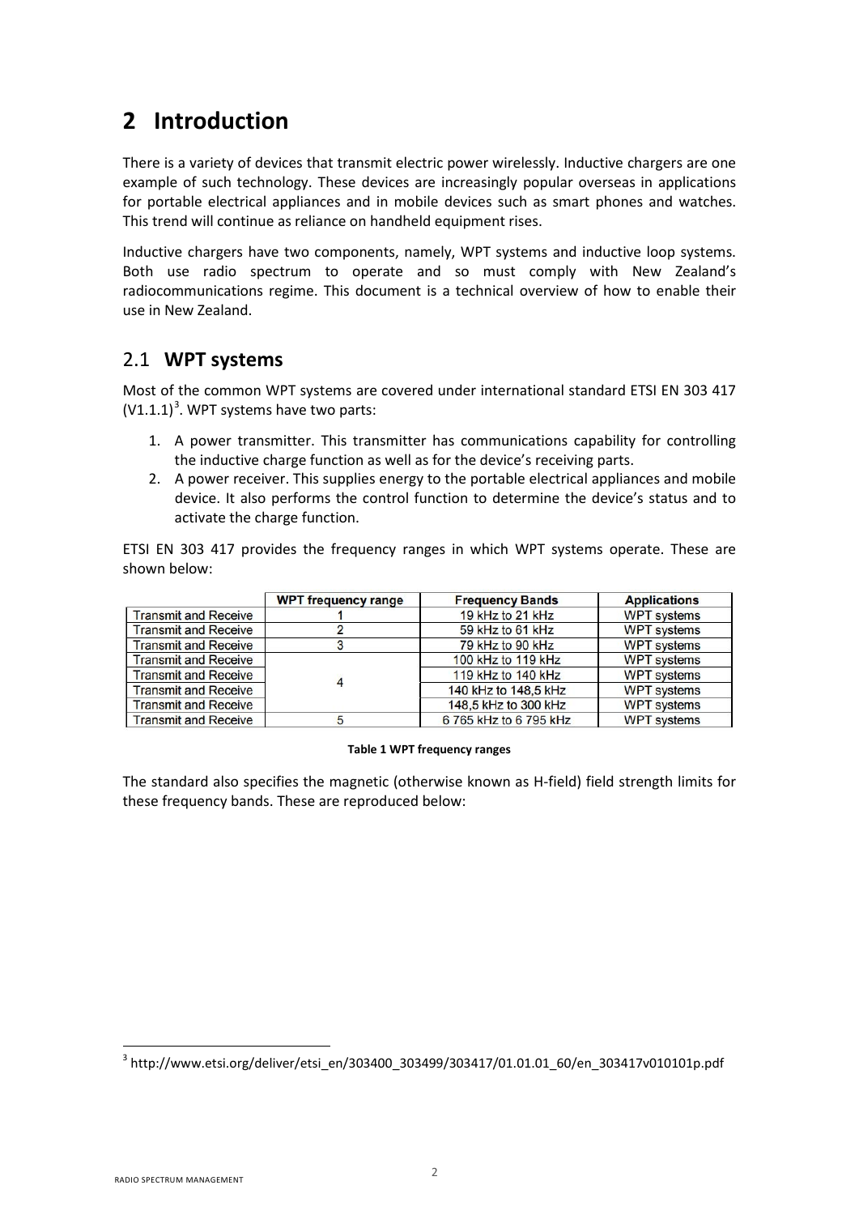# 2 Introduction

There is a variety of devices that transmit electric power wirelessly. Inductive chargers are one example of such technology. These devices are increasingly popular overseas in applications for portable electrical appliances and in mobile devices such as smart phones and watches. This trend will continue as reliance on handheld equipment rises.

Inductive chargers have two components, namely, WPT systems and inductive loop systems. Both use radio spectrum to operate and so must comply with New Zealand's radiocommunications regime. This document is a technical overview of how to enable their use in New Zealand.

## 2.1 WPT systems

Most of the common WPT systems are covered under international standard ETSI EN 303 417 (V1.1.1)[3]. WPT systems have two parts:

1. A power transmitter. This transmitter has communications capability for controlling the inductive charge function as well as for the device's receiving parts.
2. A power receiver. This supplies energy to the portable electrical appliances and mobile device. It also performs the control function to determine the device's status and to activate the charge function.

ETSI EN 303 417 provides the frequency ranges in which WPT systems operate. These are shown below:

| | WPT frequency range | Frequency Bands | Applications |
|---|---|---|---|
| Transmit and Receive | 1 | 19 kHz to 21 kHz | WPT systems |
| Transmit and Receive | 2 | 59 kHz to 61 kHz | WPT systems |
| Transmit and Receive | 3 | 79 kHz to 90 kHz | WPT systems |
| Transmit and Receive | 4 | 100 kHz to 119 kHz | WPT systems |
| Transmit and Receive | | 119 kHz to 140 kHz | WPT systems |
| Transmit and Receive | | 140 kHz to 148,5 kHz | WPT systems |
| Transmit and Receive | | 148,5 kHz to 300 kHz | WPT systems |
| Transmit and Receive | 5 | 6 765 kHz to 6 795 kHz | WPT systems |

**Table 1 WPT frequency ranges**

The standard also specifies the magnetic (otherwise known as H-field) field strength limits for these frequency bands. These are reproduced below:

[3] http://www.etsi.org/deliver/etsi_en/303400_303499/303417/01.01.01_60/en_303417v010101p.pdf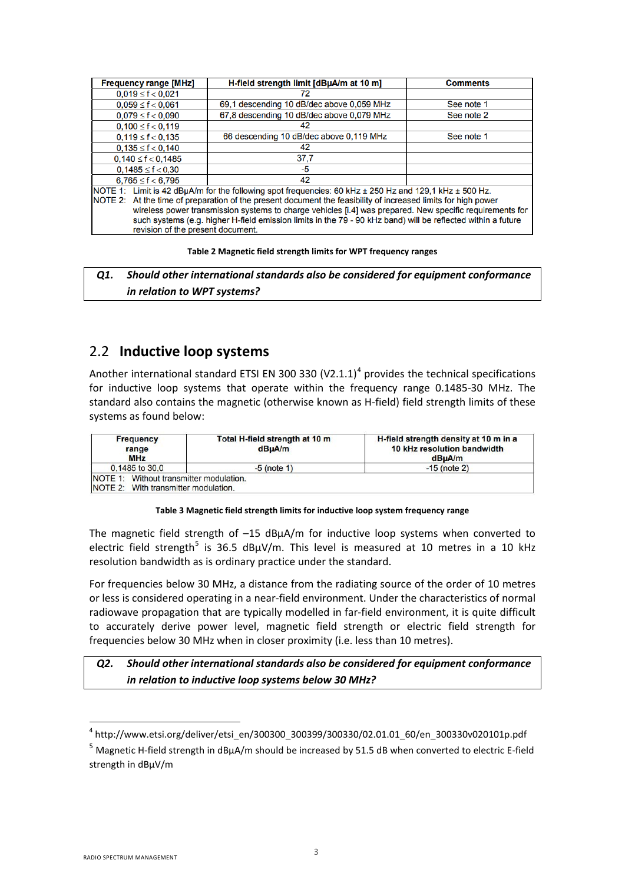| Frequency range [MHz] | H-field strength limit [dBµA/m at 10 m] | Comments |
|---|---|---|
| 0,019 ≤ f < 0,021 | 72 | |
| 0,059 ≤ f < 0,061 | 69,1 descending 10 dB/dec above 0,059 MHz | See note 1 |
| 0,079 ≤ f < 0,090 | 67,8 descending 10 dB/dec above 0,079 MHz | See note 2 |
| 0,100 ≤ f < 0,119 | 42 | |
| 0,119 ≤ f < 0,135 | 66 descending 10 dB/dec above 0,119 MHz | See note 1 |
| 0,135 ≤ f < 0,140 | 42 | |
| 0,140 ≤ f < 0,1485 | 37,7 | |
| 0,1485 ≤ f < 0,30 | -5 | |
| 6,765 ≤ f < 6,795 | 42 | |
| NOTE 1: Limit is 42 dBµA/m for the following spot frequencies: 60 kHz ± 250 Hz and 129,1 kHz ± 500 Hz. NOTE 2: At the time of preparation of the present document the feasibility of increased limits for high power wireless power transmission systems to charge vehicles [i.4] was prepared. New specific requirements for such systems (e.g. higher H-field emission limits in the 79 - 90 kHz band) will be reflected within a future revision of the present document. | | |

**Table 2 Magnetic field strength limits for WPT frequency ranges**

> ***Q1. Should other international standards also be considered for equipment conformance in relation to WPT systems?***

## 2.2 Inductive loop systems

Another international standard ETSI EN 300 330 (V2.1.1)[4] provides the technical specifications for inductive loop systems that operate within the frequency range 0.1485-30 MHz. The standard also contains the magnetic (otherwise known as H-field) field strength limits of these systems as found below:

| Frequency range MHz | Total H-field strength at 10 m dBµA/m | H-field strength density at 10 m in a 10 kHz resolution bandwidth dBµA/m |
|---|---|---|
| 0,1485 to 30,0 | -5 (note 1) | -15 (note 2) |
| NOTE 1: Without transmitter modulation. NOTE 2: With transmitter modulation. | | |

**Table 3 Magnetic field strength limits for inductive loop system frequency range**

The magnetic field strength of –15 dBµA/m for inductive loop systems when converted to electric field strength[5] is 36.5 dBµV/m. This level is measured at 10 metres in a 10 kHz resolution bandwidth as is ordinary practice under the standard.

For frequencies below 30 MHz, a distance from the radiating source of the order of 10 metres or less is considered operating in a near-field environment. Under the characteristics of normal radiowave propagation that are typically modelled in far-field environment, it is quite difficult to accurately derive power level, magnetic field strength or electric field strength for frequencies below 30 MHz when in closer proximity (i.e. less than 10 metres).

> ***Q2. Should other international standards also be considered for equipment conformance in relation to inductive loop systems below 30 MHz?***

---

[4] http://www.etsi.org/deliver/etsi_en/300300_300399/300330/02.01.01_60/en_300330v020101p.pdf

[5] Magnetic H-field strength in dBµA/m should be increased by 51.5 dB when converted to electric E-field strength in dBµV/m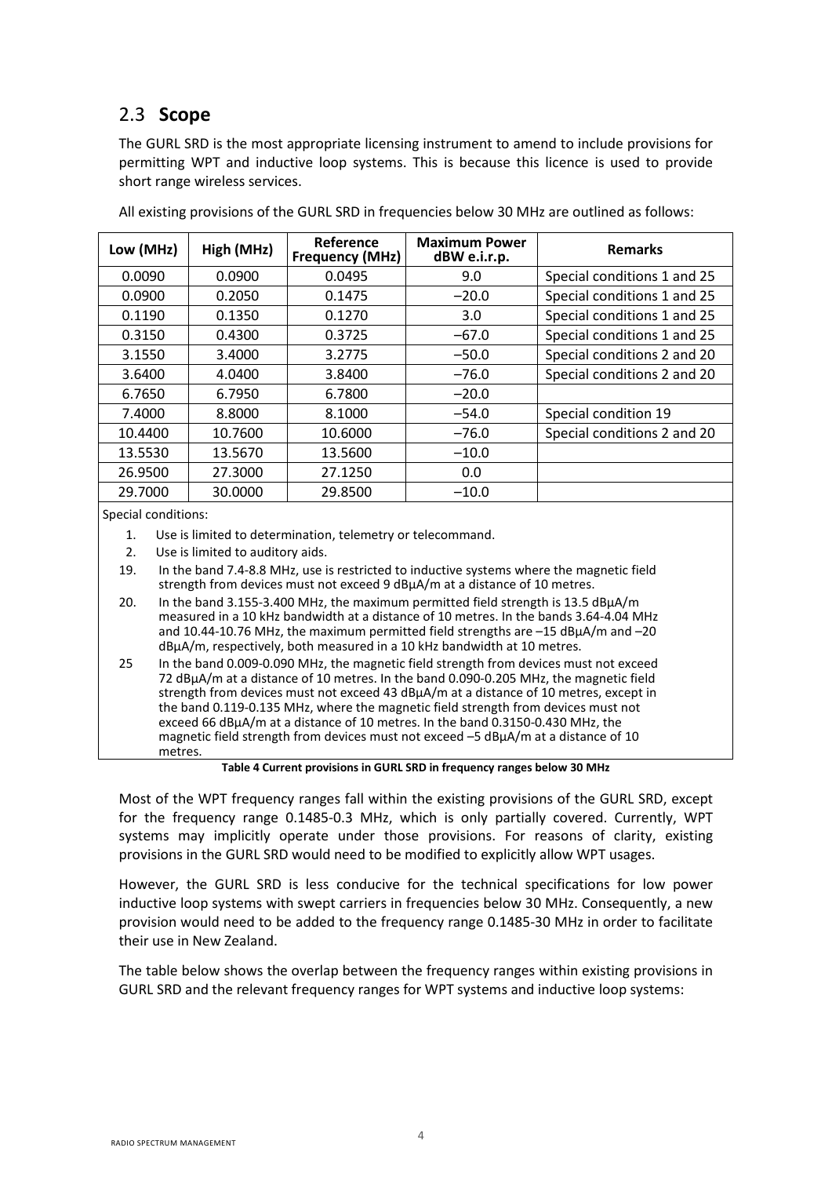## 2.3 **Scope**

The GURL SRD is the most appropriate licensing instrument to amend to include provisions for permitting WPT and inductive loop systems. This is because this licence is used to provide short range wireless services.

All existing provisions of the GURL SRD in frequencies below 30 MHz are outlined as follows:

| Low (MHz) | High (MHz) | Reference Frequency (MHz) | Maximum Power dBW e.i.r.p. | Remarks |
|---|---|---|---|---|
| 0.0090 | 0.0900 | 0.0495 | 9.0 | Special conditions 1 and 25 |
| 0.0900 | 0.2050 | 0.1475 | –20.0 | Special conditions 1 and 25 |
| 0.1190 | 0.1350 | 0.1270 | 3.0 | Special conditions 1 and 25 |
| 0.3150 | 0.4300 | 0.3725 | –67.0 | Special conditions 1 and 25 |
| 3.1550 | 3.4000 | 3.2775 | –50.0 | Special conditions 2 and 20 |
| 3.6400 | 4.0400 | 3.8400 | –76.0 | Special conditions 2 and 20 |
| 6.7650 | 6.7950 | 6.7800 | –20.0 | |
| 7.4000 | 8.8000 | 8.1000 | –54.0 | Special condition 19 |
| 10.4400 | 10.7600 | 10.6000 | –76.0 | Special conditions 2 and 20 |
| 13.5530 | 13.5670 | 13.5600 | –10.0 | |
| 26.9500 | 27.3000 | 27.1250 | 0.0 | |
| 29.7000 | 30.0000 | 29.8500 | –10.0 | |

Special conditions:

1. Use is limited to determination, telemetry or telecommand.
2. Use is limited to auditory aids.

19. In the band 7.4-8.8 MHz, use is restricted to inductive systems where the magnetic field strength from devices must not exceed 9 dBμA/m at a distance of 10 metres.
20. In the band 3.155-3.400 MHz, the maximum permitted field strength is 13.5 dBμA/m measured in a 10 kHz bandwidth at a distance of 10 metres. In the bands 3.64-4.04 MHz and 10.44-10.76 MHz, the maximum permitted field strengths are –15 dBμA/m and –20 dBμA/m, respectively, both measured in a 10 kHz bandwidth at 10 metres.
25. In the band 0.009-0.090 MHz, the magnetic field strength from devices must not exceed 72 dBμA/m at a distance of 10 metres. In the band 0.090-0.205 MHz, the magnetic field strength from devices must not exceed 43 dBμA/m at a distance of 10 metres, except in the band 0.119-0.135 MHz, where the magnetic field strength from devices must not exceed 66 dBμA/m at a distance of 10 metres. In the band 0.3150-0.430 MHz, the magnetic field strength from devices must not exceed –5 dBμA/m at a distance of 10 metres.

**Table 4 Current provisions in GURL SRD in frequency ranges below 30 MHz**

Most of the WPT frequency ranges fall within the existing provisions of the GURL SRD, except for the frequency range 0.1485-0.3 MHz, which is only partially covered. Currently, WPT systems may implicitly operate under those provisions. For reasons of clarity, existing provisions in the GURL SRD would need to be modified to explicitly allow WPT usages.

However, the GURL SRD is less conducive for the technical specifications for low power inductive loop systems with swept carriers in frequencies below 30 MHz. Consequently, a new provision would need to be added to the frequency range 0.1485-30 MHz in order to facilitate their use in New Zealand.

The table below shows the overlap between the frequency ranges within existing provisions in GURL SRD and the relevant frequency ranges for WPT systems and inductive loop systems: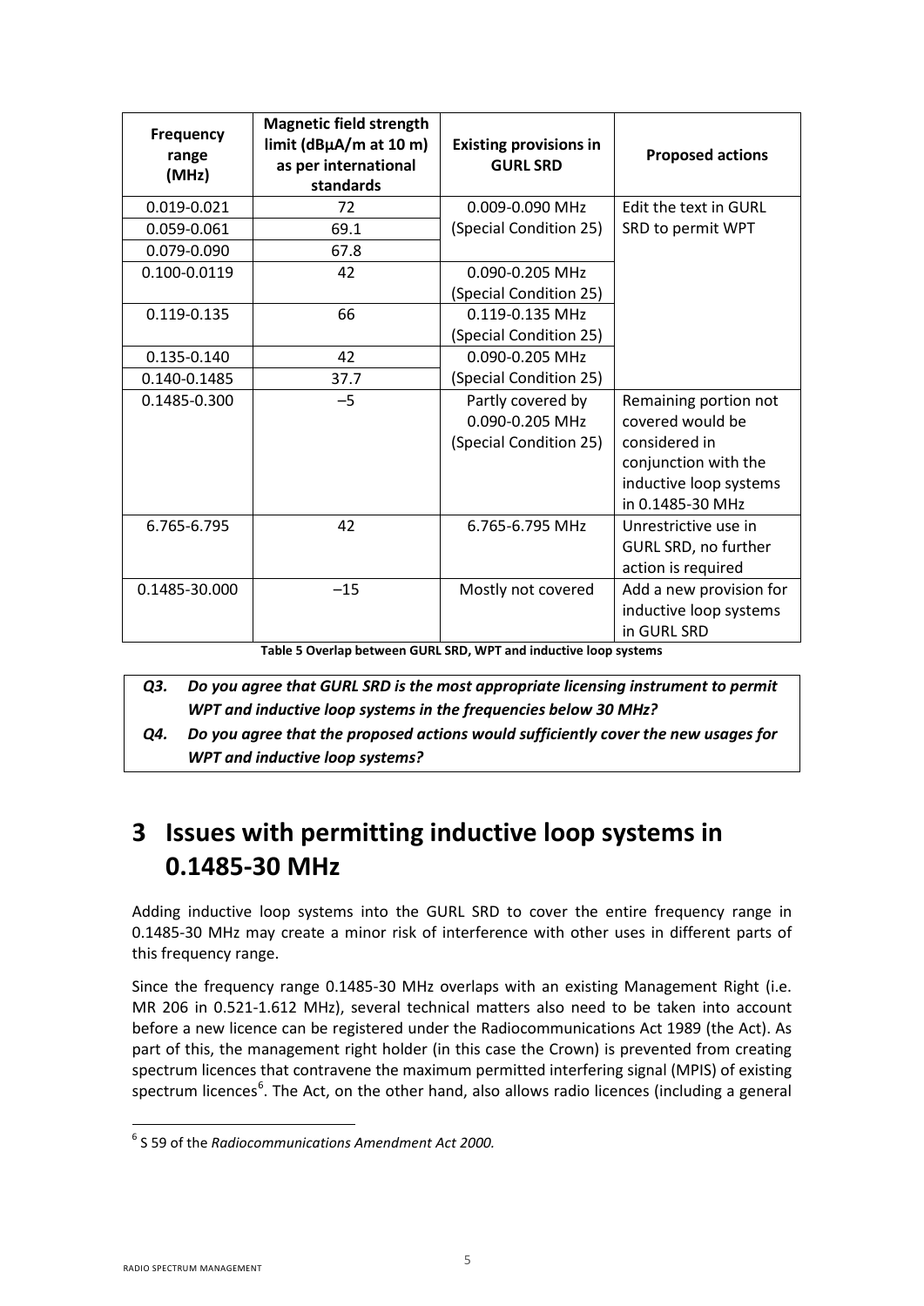| Frequency range (MHz) | Magnetic field strength limit (dBµA/m at 10 m) as per international standards | Existing provisions in GURL SRD | Proposed actions |
|---|---|---|---|
| 0.019-0.021 | 72 | 0.009-0.090 MHz (Special Condition 25) | Edit the text in GURL SRD to permit WPT |
| 0.059-0.061 | 69.1 | | |
| 0.079-0.090 | 67.8 | | |
| 0.100-0.0119 | 42 | 0.090-0.205 MHz (Special Condition 25) | |
| 0.119-0.135 | 66 | 0.119-0.135 MHz (Special Condition 25) | |
| 0.135-0.140 | 42 | 0.090-0.205 MHz (Special Condition 25) | |
| 0.140-0.1485 | 37.7 | | |
| 0.1485-0.300 | –5 | Partly covered by 0.090-0.205 MHz (Special Condition 25) | Remaining portion not covered would be considered in conjunction with the inductive loop systems in 0.1485-30 MHz |
| 6.765-6.795 | 42 | 6.765-6.795 MHz | Unrestrictive use in GURL SRD, no further action is required |
| 0.1485-30.000 | –15 | Mostly not covered | Add a new provision for inductive loop systems in GURL SRD |

**Table 5 Overlap between GURL SRD, WPT and inductive loop systems**

***Q3. Do you agree that GURL SRD is the most appropriate licensing instrument to permit WPT and inductive loop systems in the frequencies below 30 MHz?***

***Q4. Do you agree that the proposed actions would sufficiently cover the new usages for WPT and inductive loop systems?***

# 3 Issues with permitting inductive loop systems in 0.1485-30 MHz

Adding inductive loop systems into the GURL SRD to cover the entire frequency range in 0.1485-30 MHz may create a minor risk of interference with other uses in different parts of this frequency range.

Since the frequency range 0.1485-30 MHz overlaps with an existing Management Right (i.e. MR 206 in 0.521-1.612 MHz), several technical matters also need to be taken into account before a new licence can be registered under the Radiocommunications Act 1989 (the Act). As part of this, the management right holder (in this case the Crown) is prevented from creating spectrum licences that contravene the maximum permitted interfering signal (MPIS) of existing spectrum licences[6]. The Act, on the other hand, also allows radio licences (including a general

[6] S 59 of the *Radiocommunications Amendment Act 2000.*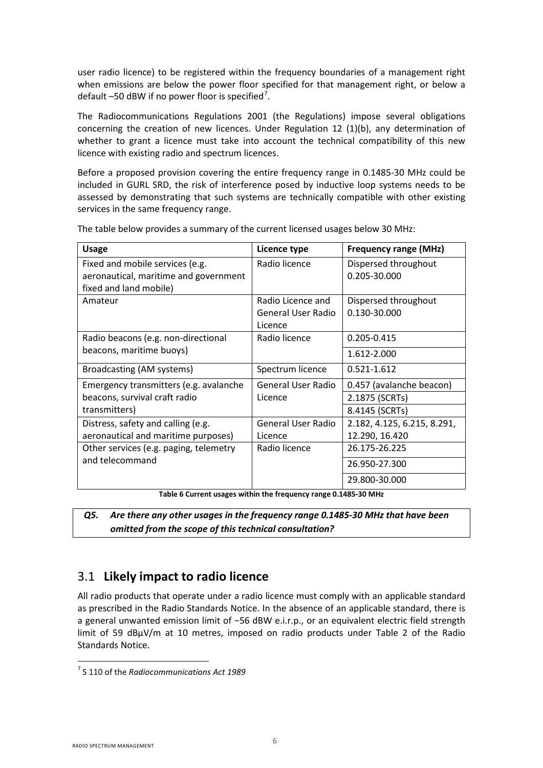user radio licence) to be registered within the frequency boundaries of a management right when emissions are below the power floor specified for that management right, or below a default –50 dBW if no power floor is specified[7].

The Radiocommunications Regulations 2001 (the Regulations) impose several obligations concerning the creation of new licences. Under Regulation 12 (1)(b), any determination of whether to grant a licence must take into account the technical compatibility of this new licence with existing radio and spectrum licences.

Before a proposed provision covering the entire frequency range in 0.1485-30 MHz could be included in GURL SRD, the risk of interference posed by inductive loop systems needs to be assessed by demonstrating that such systems are technically compatible with other existing services in the same frequency range.

The table below provides a summary of the current licensed usages below 30 MHz:

| Usage | Licence type | Frequency range (MHz) |
|---|---|---|
| Fixed and mobile services (e.g. aeronautical, maritime and government fixed and land mobile) | Radio licence | Dispersed throughout 0.205-30.000 |
| Amateur | Radio Licence and General User Radio Licence | Dispersed throughout 0.130-30.000 |
| Radio beacons (e.g. non-directional beacons, maritime buoys) | Radio licence | 0.205-0.415 |
| | | 1.612-2.000 |
| Broadcasting (AM systems) | Spectrum licence | 0.521-1.612 |
| Emergency transmitters (e.g. avalanche beacons, survival craft radio transmitters) | General User Radio Licence | 0.457 (avalanche beacon) |
| | | 2.1875 (SCRTs) |
| | | 8.4145 (SCRTs) |
| Distress, safety and calling (e.g. aeronautical and maritime purposes) | General User Radio Licence | 2.182, 4.125, 6.215, 8.291, 12.290, 16.420 |
| Other services (e.g. paging, telemetry and telecommand | Radio licence | 26.175-26.225 |
| | | 26.950-27.300 |
| | | 29.800-30.000 |

**Table 6 Current usages within the frequency range 0.1485-30 MHz**

> ***Q5. Are there any other usages in the frequency range 0.1485-30 MHz that have been omitted from the scope of this technical consultation?***

## 3.1 Likely impact to radio licence

All radio products that operate under a radio licence must comply with an applicable standard as prescribed in the Radio Standards Notice. In the absence of an applicable standard, there is a general unwanted emission limit of −56 dBW e.i.r.p., or an equivalent electric field strength limit of 59 dBμV/m at 10 metres, imposed on radio products under Table 2 of the Radio Standards Notice.

[7] S 110 of the *Radiocommunications Act 1989*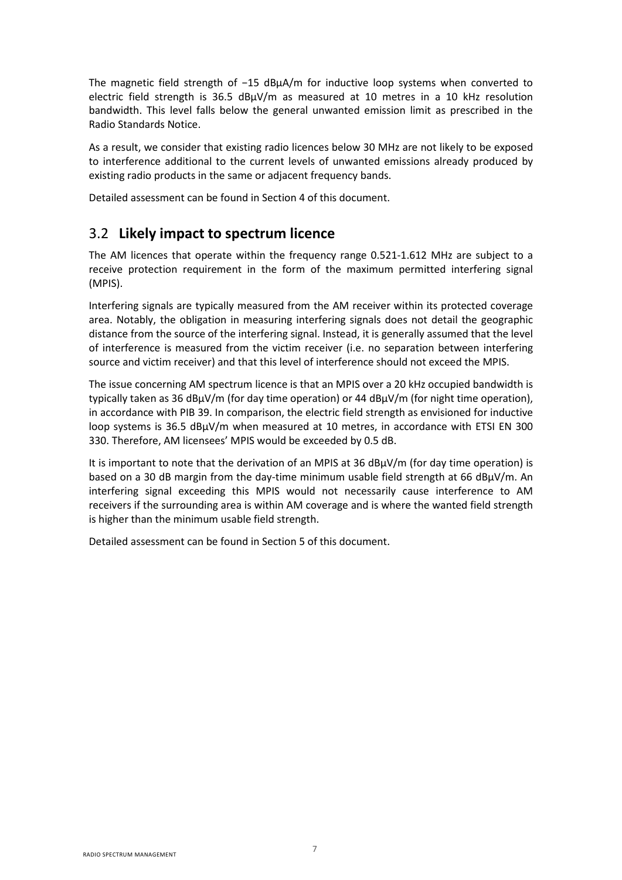The magnetic field strength of −15 dBμA/m for inductive loop systems when converted to electric field strength is 36.5 dBμV/m as measured at 10 metres in a 10 kHz resolution bandwidth. This level falls below the general unwanted emission limit as prescribed in the Radio Standards Notice.

As a result, we consider that existing radio licences below 30 MHz are not likely to be exposed to interference additional to the current levels of unwanted emissions already produced by existing radio products in the same or adjacent frequency bands.

Detailed assessment can be found in Section 4 of this document.

## 3.2 Likely impact to spectrum licence

The AM licences that operate within the frequency range 0.521-1.612 MHz are subject to a receive protection requirement in the form of the maximum permitted interfering signal (MPIS).

Interfering signals are typically measured from the AM receiver within its protected coverage area. Notably, the obligation in measuring interfering signals does not detail the geographic distance from the source of the interfering signal. Instead, it is generally assumed that the level of interference is measured from the victim receiver (i.e. no separation between interfering source and victim receiver) and that this level of interference should not exceed the MPIS.

The issue concerning AM spectrum licence is that an MPIS over a 20 kHz occupied bandwidth is typically taken as 36 dBμV/m (for day time operation) or 44 dBμV/m (for night time operation), in accordance with PIB 39. In comparison, the electric field strength as envisioned for inductive loop systems is 36.5 dBμV/m when measured at 10 metres, in accordance with ETSI EN 300 330. Therefore, AM licensees' MPIS would be exceeded by 0.5 dB.

It is important to note that the derivation of an MPIS at 36 dBμV/m (for day time operation) is based on a 30 dB margin from the day-time minimum usable field strength at 66 dBμV/m. An interfering signal exceeding this MPIS would not necessarily cause interference to AM receivers if the surrounding area is within AM coverage and is where the wanted field strength is higher than the minimum usable field strength.

Detailed assessment can be found in Section 5 of this document.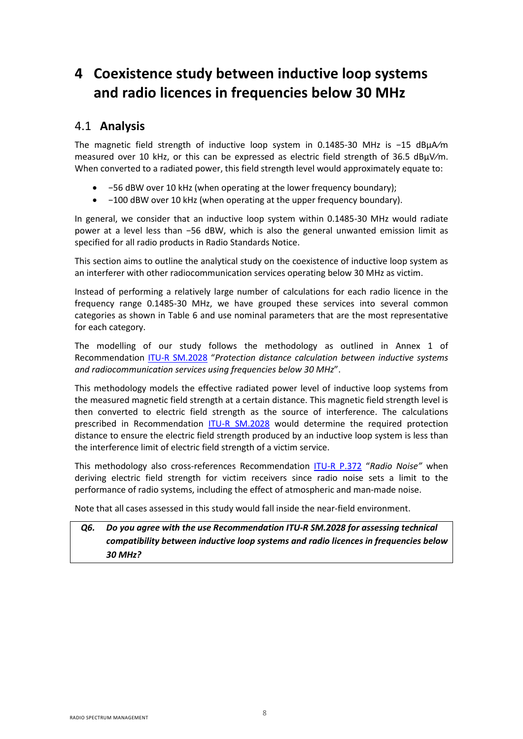# 4 Coexistence study between inductive loop systems and radio licences in frequencies below 30 MHz

## 4.1 Analysis

The magnetic field strength of inductive loop system in 0.1485-30 MHz is −15 dBμA⁄m measured over 10 kHz, or this can be expressed as electric field strength of 36.5 dBμV⁄m. When converted to a radiated power, this field strength level would approximately equate to:

- −56 dBW over 10 kHz (when operating at the lower frequency boundary);
- −100 dBW over 10 kHz (when operating at the upper frequency boundary).

In general, we consider that an inductive loop system within 0.1485-30 MHz would radiate power at a level less than −56 dBW, which is also the general unwanted emission limit as specified for all radio products in Radio Standards Notice.

This section aims to outline the analytical study on the coexistence of inductive loop system as an interferer with other radiocommunication services operating below 30 MHz as victim.

Instead of performing a relatively large number of calculations for each radio licence in the frequency range 0.1485-30 MHz, we have grouped these services into several common categories as shown in Table 6 and use nominal parameters that are the most representative for each category.

The modelling of our study follows the methodology as outlined in Annex 1 of Recommendation ITU-R SM.2028 "*Protection distance calculation between inductive systems and radiocommunication services using frequencies below 30 MHz*".

This methodology models the effective radiated power level of inductive loop systems from the measured magnetic field strength at a certain distance. This magnetic field strength level is then converted to electric field strength as the source of interference. The calculations prescribed in Recommendation ITU-R SM.2028 would determine the required protection distance to ensure the electric field strength produced by an inductive loop system is less than the interference limit of electric field strength of a victim service.

This methodology also cross-references Recommendation ITU-R P.372 "*Radio Noise"* when deriving electric field strength for victim receivers since radio noise sets a limit to the performance of radio systems, including the effect of atmospheric and man-made noise.

Note that all cases assessed in this study would fall inside the near-field environment.

> ***Q6. Do you agree with the use Recommendation ITU-R SM.2028 for assessing technical compatibility between inductive loop systems and radio licences in frequencies below 30 MHz?***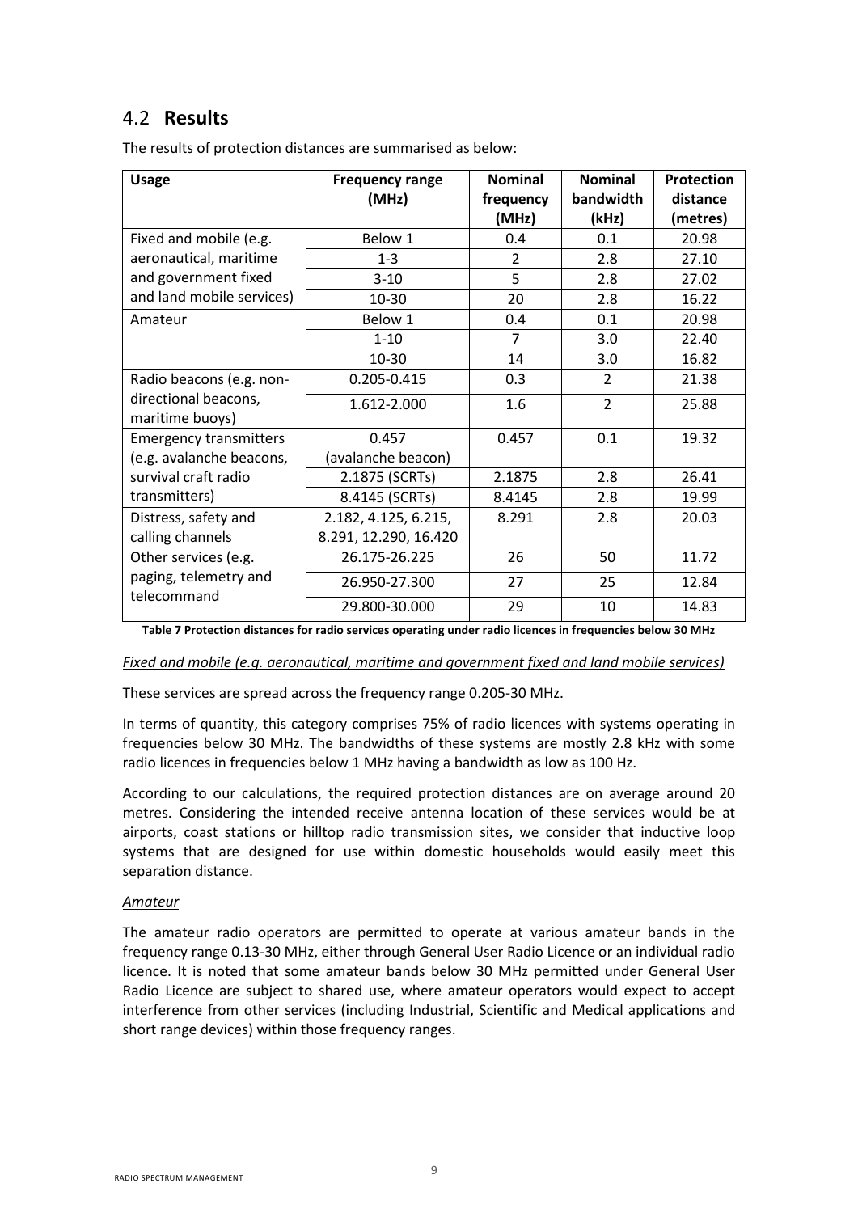## 4.2 **Results**

The results of protection distances are summarised as below:

| Usage | Frequency range (MHz) | Nominal frequency (MHz) | Nominal bandwidth (kHz) | Protection distance (metres) |
|---|---|---|---|---|
| Fixed and mobile (e.g. aeronautical, maritime and government fixed and land mobile services) | Below 1 | 0.4 | 0.1 | 20.98 |
| | 1-3 | 2 | 2.8 | 27.10 |
| | 3-10 | 5 | 2.8 | 27.02 |
| | 10-30 | 20 | 2.8 | 16.22 |
| Amateur | Below 1 | 0.4 | 0.1 | 20.98 |
| | 1-10 | 7 | 3.0 | 22.40 |
| | 10-30 | 14 | 3.0 | 16.82 |
| Radio beacons (e.g. non-directional beacons, maritime buoys) | 0.205-0.415 | 0.3 | 2 | 21.38 |
| | 1.612-2.000 | 1.6 | 2 | 25.88 |
| Emergency transmitters (e.g. avalanche beacons, survival craft radio transmitters) | 0.457 (avalanche beacon) | 0.457 | 0.1 | 19.32 |
| | 2.1875 (SCRTs) | 2.1875 | 2.8 | 26.41 |
| | 8.4145 (SCRTs) | 8.4145 | 2.8 | 19.99 |
| Distress, safety and calling channels | 2.182, 4.125, 6.215, 8.291, 12.290, 16.420 | 8.291 | 2.8 | 20.03 |
| Other services (e.g. paging, telemetry and telecommand | 26.175-26.225 | 26 | 50 | 11.72 |
| | 26.950-27.300 | 27 | 25 | 12.84 |
| | 29.800-30.000 | 29 | 10 | 14.83 |

**Table 7 Protection distances for radio services operating under radio licences in frequencies below 30 MHz**

*Fixed and mobile (e.g. aeronautical, maritime and government fixed and land mobile services)*

These services are spread across the frequency range 0.205-30 MHz.

In terms of quantity, this category comprises 75% of radio licences with systems operating in frequencies below 30 MHz. The bandwidths of these systems are mostly 2.8 kHz with some radio licences in frequencies below 1 MHz having a bandwidth as low as 100 Hz.

According to our calculations, the required protection distances are on average around 20 metres. Considering the intended receive antenna location of these services would be at airports, coast stations or hilltop radio transmission sites, we consider that inductive loop systems that are designed for use within domestic households would easily meet this separation distance.

*Amateur*

The amateur radio operators are permitted to operate at various amateur bands in the frequency range 0.13-30 MHz, either through General User Radio Licence or an individual radio licence. It is noted that some amateur bands below 30 MHz permitted under General User Radio Licence are subject to shared use, where amateur operators would expect to accept interference from other services (including Industrial, Scientific and Medical applications and short range devices) within those frequency ranges.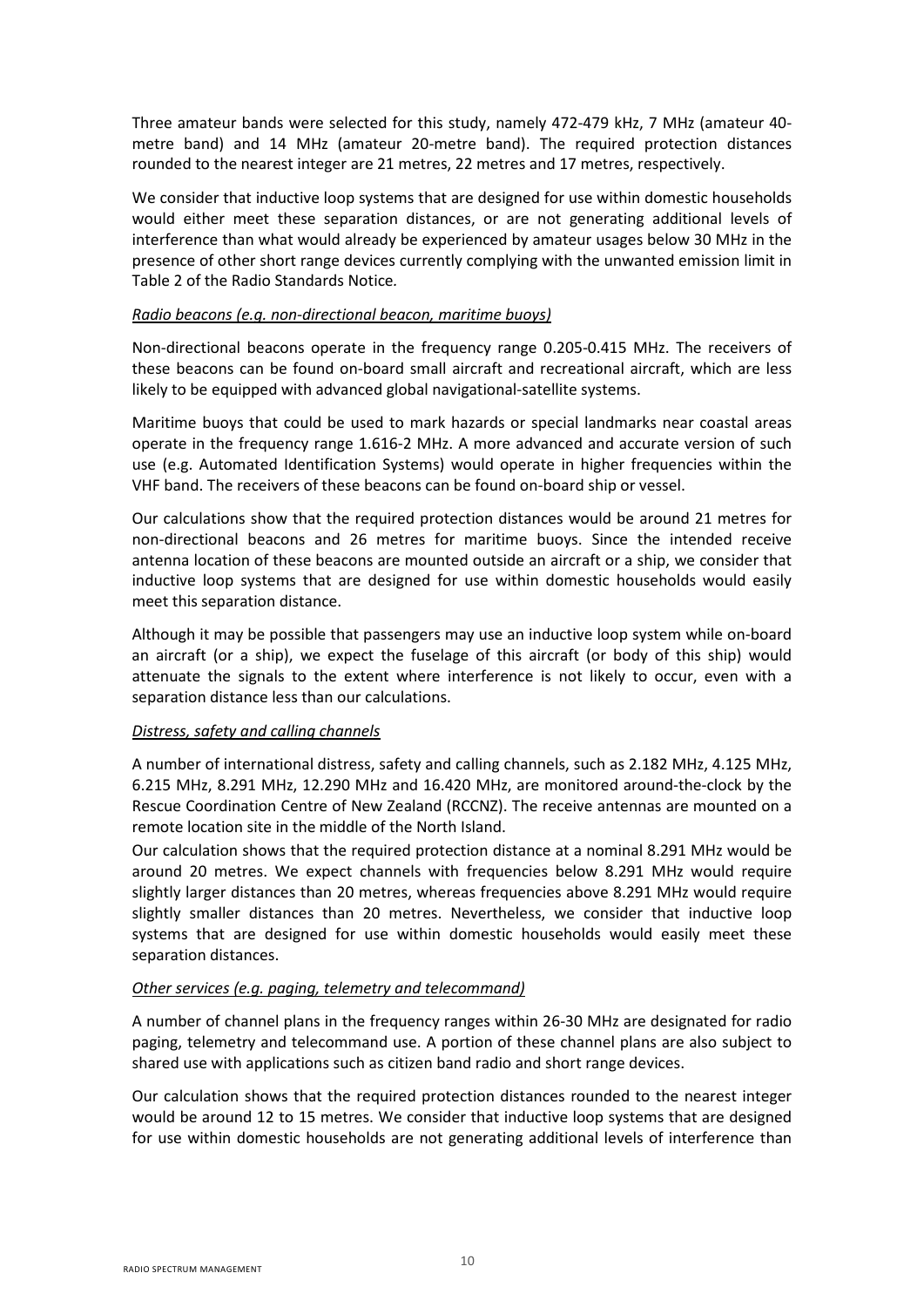Three amateur bands were selected for this study, namely 472-479 kHz, 7 MHz (amateur 40-metre band) and 14 MHz (amateur 20-metre band). The required protection distances rounded to the nearest integer are 21 metres, 22 metres and 17 metres, respectively.

We consider that inductive loop systems that are designed for use within domestic households would either meet these separation distances, or are not generating additional levels of interference than what would already be experienced by amateur usages below 30 MHz in the presence of other short range devices currently complying with the unwanted emission limit in Table 2 of the Radio Standards Notice*.*

*Radio beacons (e.g. non-directional beacon, maritime buoys)*

Non-directional beacons operate in the frequency range 0.205-0.415 MHz. The receivers of these beacons can be found on-board small aircraft and recreational aircraft, which are less likely to be equipped with advanced global navigational-satellite systems.

Maritime buoys that could be used to mark hazards or special landmarks near coastal areas operate in the frequency range 1.616-2 MHz. A more advanced and accurate version of such use (e.g. Automated Identification Systems) would operate in higher frequencies within the VHF band. The receivers of these beacons can be found on-board ship or vessel.

Our calculations show that the required protection distances would be around 21 metres for non-directional beacons and 26 metres for maritime buoys. Since the intended receive antenna location of these beacons are mounted outside an aircraft or a ship, we consider that inductive loop systems that are designed for use within domestic households would easily meet this separation distance.

Although it may be possible that passengers may use an inductive loop system while on-board an aircraft (or a ship), we expect the fuselage of this aircraft (or body of this ship) would attenuate the signals to the extent where interference is not likely to occur, even with a separation distance less than our calculations.

*Distress, safety and calling channels*

A number of international distress, safety and calling channels, such as 2.182 MHz, 4.125 MHz, 6.215 MHz, 8.291 MHz, 12.290 MHz and 16.420 MHz, are monitored around-the-clock by the Rescue Coordination Centre of New Zealand (RCCNZ). The receive antennas are mounted on a remote location site in the middle of the North Island.

Our calculation shows that the required protection distance at a nominal 8.291 MHz would be around 20 metres. We expect channels with frequencies below 8.291 MHz would require slightly larger distances than 20 metres, whereas frequencies above 8.291 MHz would require slightly smaller distances than 20 metres. Nevertheless, we consider that inductive loop systems that are designed for use within domestic households would easily meet these separation distances.

*Other services (e.g. paging, telemetry and telecommand)*

A number of channel plans in the frequency ranges within 26-30 MHz are designated for radio paging, telemetry and telecommand use. A portion of these channel plans are also subject to shared use with applications such as citizen band radio and short range devices.

Our calculation shows that the required protection distances rounded to the nearest integer would be around 12 to 15 metres. We consider that inductive loop systems that are designed for use within domestic households are not generating additional levels of interference than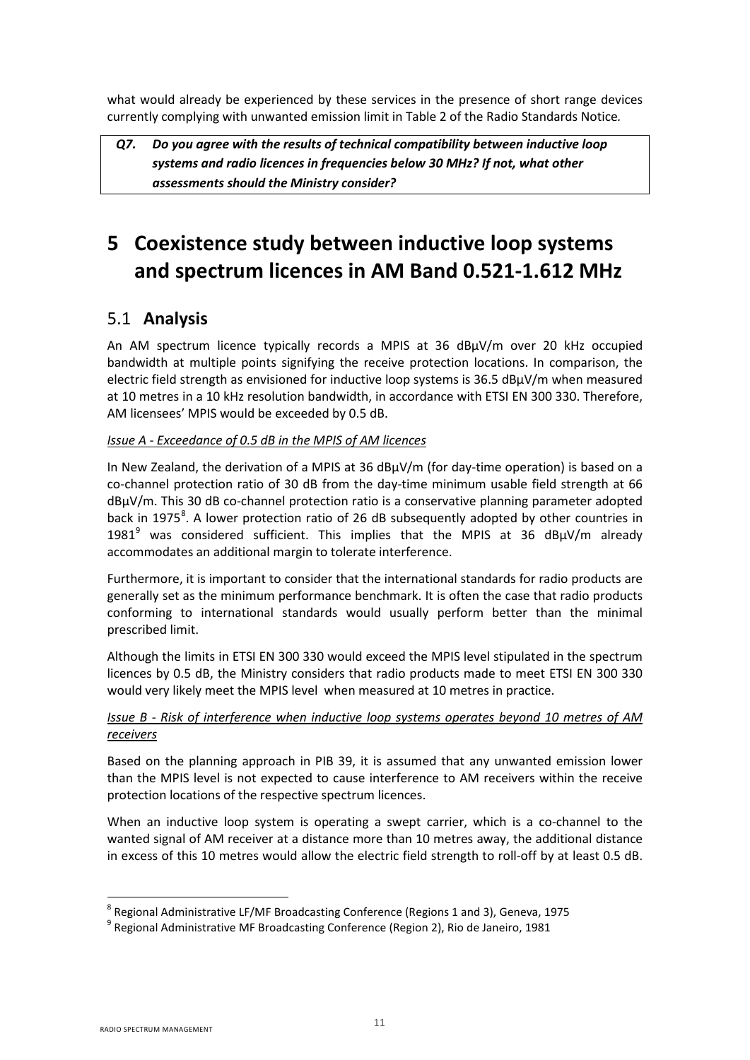what would already be experienced by these services in the presence of short range devices currently complying with unwanted emission limit in Table 2 of the Radio Standards Notice.

> ***Q7. Do you agree with the results of technical compatibility between inductive loop systems and radio licences in frequencies below 30 MHz? If not, what other assessments should the Ministry consider?***

# 5 Coexistence study between inductive loop systems and spectrum licences in AM Band 0.521-1.612 MHz

## 5.1 Analysis

An AM spectrum licence typically records a MPIS at 36 dBμV/m over 20 kHz occupied bandwidth at multiple points signifying the receive protection locations. In comparison, the electric field strength as envisioned for inductive loop systems is 36.5 dBμV/m when measured at 10 metres in a 10 kHz resolution bandwidth, in accordance with ETSI EN 300 330. Therefore, AM licensees' MPIS would be exceeded by 0.5 dB.

*Issue A - Exceedance of 0.5 dB in the MPIS of AM licences*

In New Zealand, the derivation of a MPIS at 36 dBμV/m (for day-time operation) is based on a co-channel protection ratio of 30 dB from the day-time minimum usable field strength at 66 dBμV/m. This 30 dB co-channel protection ratio is a conservative planning parameter adopted back in 1975[8]. A lower protection ratio of 26 dB subsequently adopted by other countries in 1981[9] was considered sufficient. This implies that the MPIS at 36 dBμV/m already accommodates an additional margin to tolerate interference.

Furthermore, it is important to consider that the international standards for radio products are generally set as the minimum performance benchmark. It is often the case that radio products conforming to international standards would usually perform better than the minimal prescribed limit.

Although the limits in ETSI EN 300 330 would exceed the MPIS level stipulated in the spectrum licences by 0.5 dB, the Ministry considers that radio products made to meet ETSI EN 300 330 would very likely meet the MPIS level when measured at 10 metres in practice.

*Issue B - Risk of interference when inductive loop systems operates beyond 10 metres of AM receivers*

Based on the planning approach in PIB 39, it is assumed that any unwanted emission lower than the MPIS level is not expected to cause interference to AM receivers within the receive protection locations of the respective spectrum licences.

When an inductive loop system is operating a swept carrier, which is a co-channel to the wanted signal of AM receiver at a distance more than 10 metres away, the additional distance in excess of this 10 metres would allow the electric field strength to roll-off by at least 0.5 dB.

---

[8] Regional Administrative LF/MF Broadcasting Conference (Regions 1 and 3), Geneva, 1975

[9] Regional Administrative MF Broadcasting Conference (Region 2), Rio de Janeiro, 1981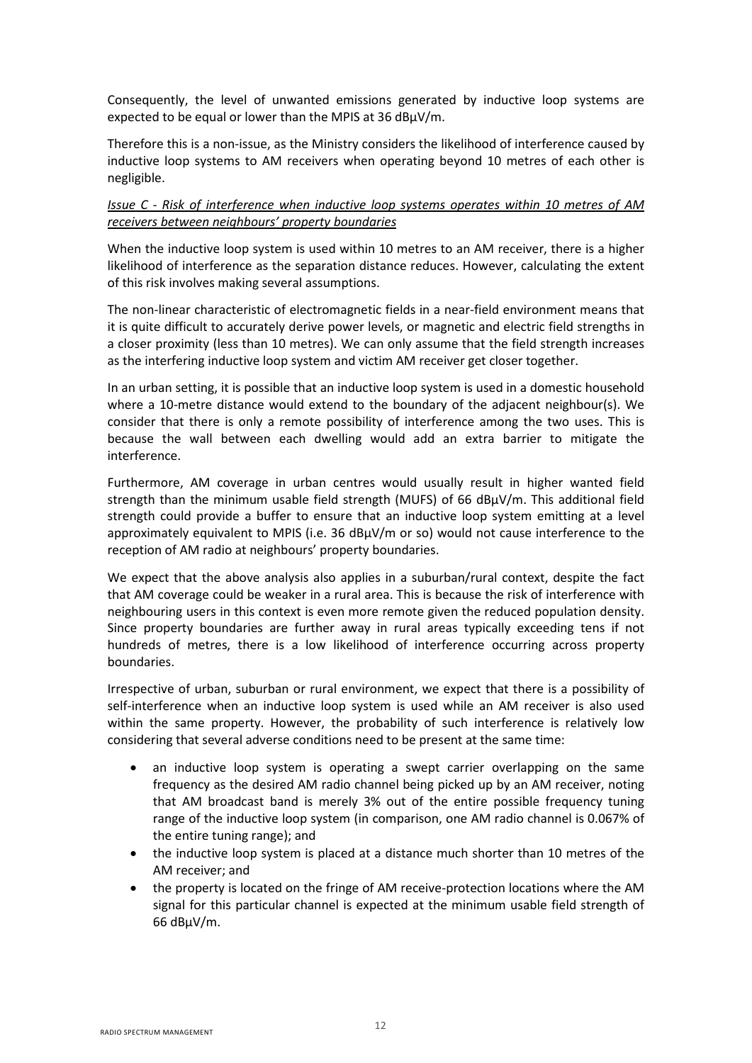Consequently, the level of unwanted emissions generated by inductive loop systems are expected to be equal or lower than the MPIS at 36 dBµV/m.

Therefore this is a non-issue, as the Ministry considers the likelihood of interference caused by inductive loop systems to AM receivers when operating beyond 10 metres of each other is negligible.

*Issue C - Risk of interference when inductive loop systems operates within 10 metres of AM receivers between neighbours' property boundaries*

When the inductive loop system is used within 10 metres to an AM receiver, there is a higher likelihood of interference as the separation distance reduces. However, calculating the extent of this risk involves making several assumptions.

The non-linear characteristic of electromagnetic fields in a near-field environment means that it is quite difficult to accurately derive power levels, or magnetic and electric field strengths in a closer proximity (less than 10 metres). We can only assume that the field strength increases as the interfering inductive loop system and victim AM receiver get closer together.

In an urban setting, it is possible that an inductive loop system is used in a domestic household where a 10-metre distance would extend to the boundary of the adjacent neighbour(s). We consider that there is only a remote possibility of interference among the two uses. This is because the wall between each dwelling would add an extra barrier to mitigate the interference.

Furthermore, AM coverage in urban centres would usually result in higher wanted field strength than the minimum usable field strength (MUFS) of 66 dBµV/m. This additional field strength could provide a buffer to ensure that an inductive loop system emitting at a level approximately equivalent to MPIS (i.e. 36 dBµV/m or so) would not cause interference to the reception of AM radio at neighbours' property boundaries.

We expect that the above analysis also applies in a suburban/rural context, despite the fact that AM coverage could be weaker in a rural area. This is because the risk of interference with neighbouring users in this context is even more remote given the reduced population density. Since property boundaries are further away in rural areas typically exceeding tens if not hundreds of metres, there is a low likelihood of interference occurring across property boundaries.

Irrespective of urban, suburban or rural environment, we expect that there is a possibility of self-interference when an inductive loop system is used while an AM receiver is also used within the same property. However, the probability of such interference is relatively low considering that several adverse conditions need to be present at the same time:

- an inductive loop system is operating a swept carrier overlapping on the same frequency as the desired AM radio channel being picked up by an AM receiver, noting that AM broadcast band is merely 3% out of the entire possible frequency tuning range of the inductive loop system (in comparison, one AM radio channel is 0.067% of the entire tuning range); and
- the inductive loop system is placed at a distance much shorter than 10 metres of the AM receiver; and
- the property is located on the fringe of AM receive-protection locations where the AM signal for this particular channel is expected at the minimum usable field strength of 66 dBµV/m.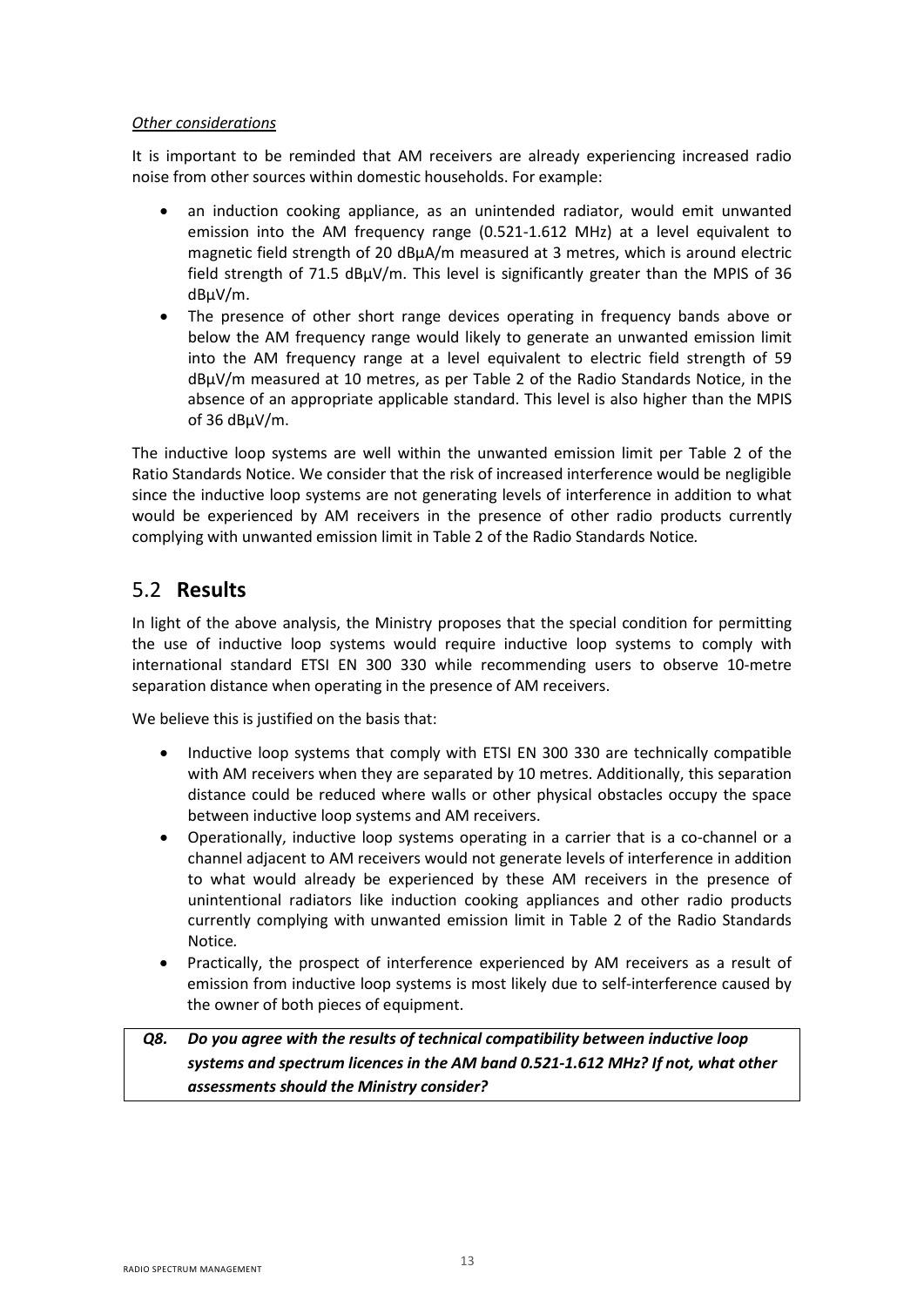*Other considerations*

It is important to be reminded that AM receivers are already experiencing increased radio noise from other sources within domestic households. For example:

- an induction cooking appliance, as an unintended radiator, would emit unwanted emission into the AM frequency range (0.521-1.612 MHz) at a level equivalent to magnetic field strength of 20 dBμA/m measured at 3 metres, which is around electric field strength of 71.5 dBμV/m. This level is significantly greater than the MPIS of 36 dBμV/m.
- The presence of other short range devices operating in frequency bands above or below the AM frequency range would likely to generate an unwanted emission limit into the AM frequency range at a level equivalent to electric field strength of 59 dBμV/m measured at 10 metres, as per Table 2 of the Radio Standards Notice, in the absence of an appropriate applicable standard. This level is also higher than the MPIS of 36 dBμV/m.

The inductive loop systems are well within the unwanted emission limit per Table 2 of the Ratio Standards Notice. We consider that the risk of increased interference would be negligible since the inductive loop systems are not generating levels of interference in addition to what would be experienced by AM receivers in the presence of other radio products currently complying with unwanted emission limit in Table 2 of the Radio Standards Notice.

## 5.2 **Results**

In light of the above analysis, the Ministry proposes that the special condition for permitting the use of inductive loop systems would require inductive loop systems to comply with international standard ETSI EN 300 330 while recommending users to observe 10-metre separation distance when operating in the presence of AM receivers.

We believe this is justified on the basis that:

- Inductive loop systems that comply with ETSI EN 300 330 are technically compatible with AM receivers when they are separated by 10 metres. Additionally, this separation distance could be reduced where walls or other physical obstacles occupy the space between inductive loop systems and AM receivers.
- Operationally, inductive loop systems operating in a carrier that is a co-channel or a channel adjacent to AM receivers would not generate levels of interference in addition to what would already be experienced by these AM receivers in the presence of unintentional radiators like induction cooking appliances and other radio products currently complying with unwanted emission limit in Table 2 of the Radio Standards Notice.
- Practically, the prospect of interference experienced by AM receivers as a result of emission from inductive loop systems is most likely due to self-interference caused by the owner of both pieces of equipment.

***Q8. Do you agree with the results of technical compatibility between inductive loop systems and spectrum licences in the AM band 0.521-1.612 MHz? If not, what other assessments should the Ministry consider?***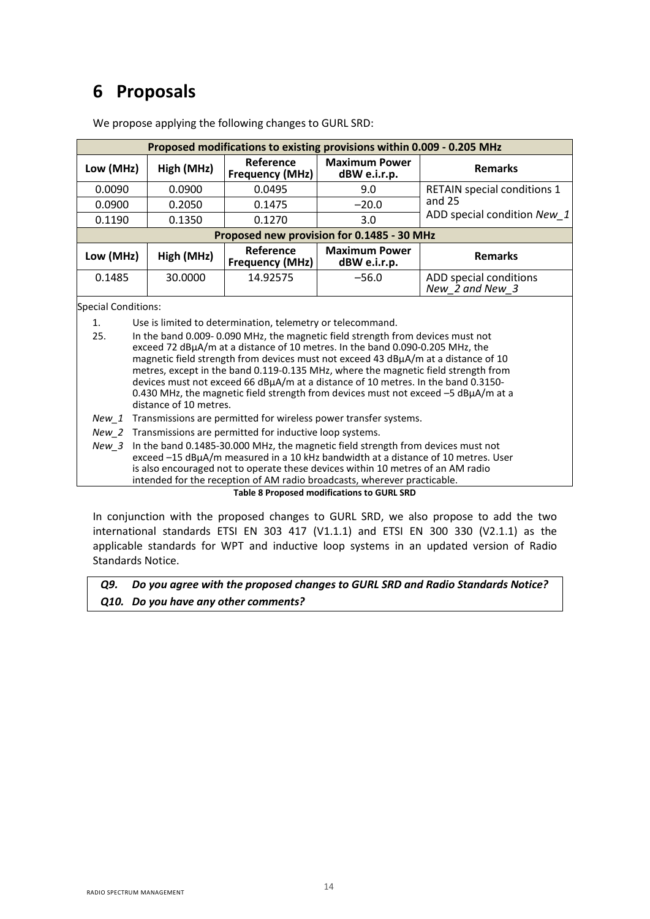# 6 Proposals

We propose applying the following changes to GURL SRD:

| Proposed modifications to existing provisions within 0.009 - 0.205 MHz | | | | |
|---|---|---|---|---|
| **Low (MHz)** | **High (MHz)** | **Reference Frequency (MHz)** | **Maximum Power dBW e.i.r.p.** | **Remarks** |
| 0.0090 | 0.0900 | 0.0495 | 9.0 | RETAIN special conditions 1 and 25<br>ADD special condition *New_1* |
| 0.0900 | 0.2050 | 0.1475 | –20.0 | |
| 0.1190 | 0.1350 | 0.1270 | 3.0 | |
| **Proposed new provision for 0.1485 - 30 MHz** | | | | |
| **Low (MHz)** | **High (MHz)** | **Reference Frequency (MHz)** | **Maximum Power dBW e.i.r.p.** | **Remarks** |
| 0.1485 | 30.0000 | 14.92575 | –56.0 | ADD special conditions *New_2 and New_3* |

Special Conditions:

1. Use is limited to determination, telemetry or telecommand.
25. In the band 0.009- 0.090 MHz, the magnetic field strength from devices must not exceed 72 dBμA/m at a distance of 10 metres. In the band 0.090-0.205 MHz, the magnetic field strength from devices must not exceed 43 dBμA/m at a distance of 10 metres, except in the band 0.119-0.135 MHz, where the magnetic field strength from devices must not exceed 66 dBμA/m at a distance of 10 metres. In the band 0.3150-0.430 MHz, the magnetic field strength from devices must not exceed –5 dBμA/m at a distance of 10 metres.

*New_1* Transmissions are permitted for wireless power transfer systems.

*New_2* Transmissions are permitted for inductive loop systems.

*New_3* In the band 0.1485-30.000 MHz, the magnetic field strength from devices must not exceed –15 dBμA/m measured in a 10 kHz bandwidth at a distance of 10 metres. User is also encouraged not to operate these devices within 10 metres of an AM radio intended for the reception of AM radio broadcasts, wherever practicable.

**Table 8 Proposed modifications to GURL SRD**

In conjunction with the proposed changes to GURL SRD, we also propose to add the two international standards ETSI EN 303 417 (V1.1.1) and ETSI EN 300 330 (V2.1.1) as the applicable standards for WPT and inductive loop systems in an updated version of Radio Standards Notice.

***Q9. Do you agree with the proposed changes to GURL SRD and Radio Standards Notice?***

***Q10. Do you have any other comments?***